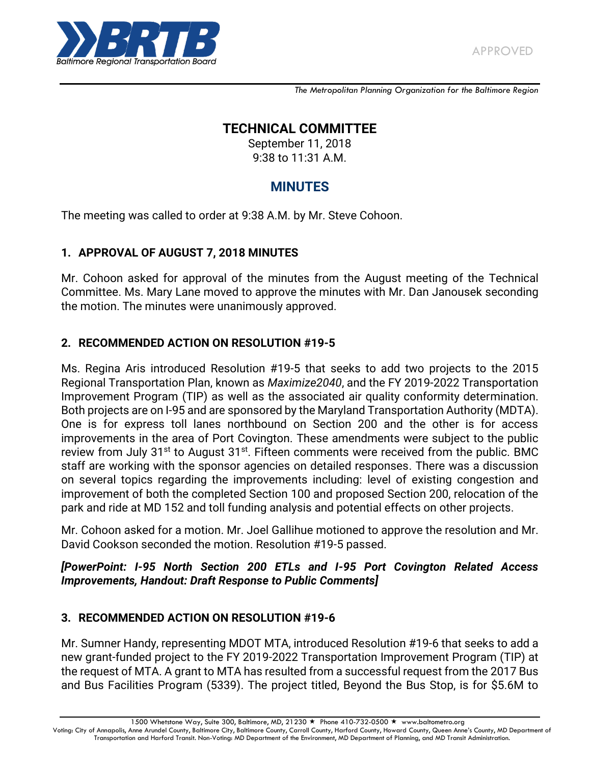APPROVED

*The Metropolitan Planning Organization for the Baltimore Region*

# TECHNICAL COMMITTEE

September 11, 2018
9:38 to 11:31 A.M.

## MINUTES

The meeting was called to order at 9:38 A.M. by Mr. Steve Cohoon.

### 1. APPROVAL OF AUGUST 7, 2018 MINUTES

Mr. Cohoon asked for approval of the minutes from the August meeting of the Technical Committee. Ms. Mary Lane moved to approve the minutes with Mr. Dan Janousek seconding the motion. The minutes were unanimously approved.

### 2. RECOMMENDED ACTION ON RESOLUTION #19-5

Ms. Regina Aris introduced Resolution #19-5 that seeks to add two projects to the 2015 Regional Transportation Plan, known as *Maximize2040*, and the FY 2019-2022 Transportation Improvement Program (TIP) as well as the associated air quality conformity determination. Both projects are on I-95 and are sponsored by the Maryland Transportation Authority (MDTA). One is for express toll lanes northbound on Section 200 and the other is for access improvements in the area of Port Covington. These amendments were subject to the public review from July 31st to August 31st. Fifteen comments were received from the public. BMC staff are working with the sponsor agencies on detailed responses. There was a discussion on several topics regarding the improvements including: level of existing congestion and improvement of both the completed Section 100 and proposed Section 200, relocation of the park and ride at MD 152 and toll funding analysis and potential effects on other projects.

Mr. Cohoon asked for a motion. Mr. Joel Gallihue motioned to approve the resolution and Mr. David Cookson seconded the motion. Resolution #19-5 passed.

***[PowerPoint: I-95 North Section 200 ETLs and I-95 Port Covington Related Access Improvements, Handout: Draft Response to Public Comments]***

### 3. RECOMMENDED ACTION ON RESOLUTION #19-6

Mr. Sumner Handy, representing MDOT MTA, introduced Resolution #19-6 that seeks to add a new grant-funded project to the FY 2019-2022 Transportation Improvement Program (TIP) at the request of MTA. A grant to MTA has resulted from a successful request from the 2017 Bus and Bus Facilities Program (5339). The project titled, Beyond the Bus Stop, is for $5.6M to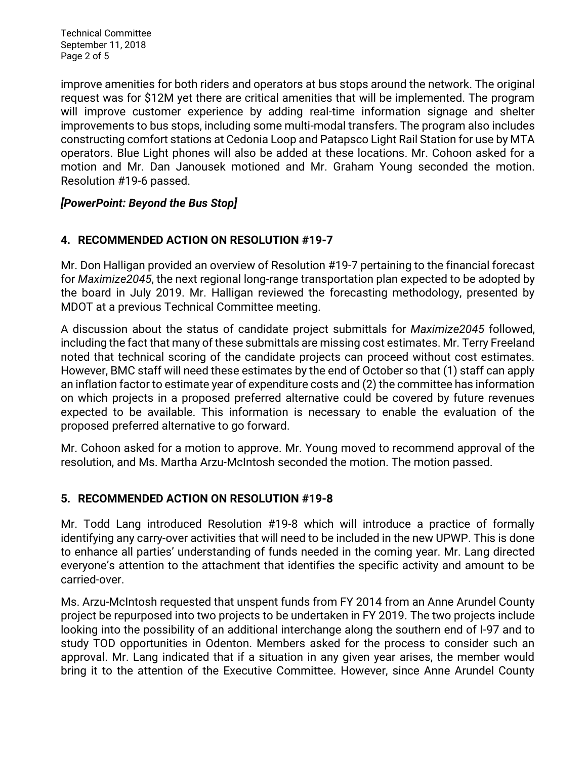improve amenities for both riders and operators at bus stops around the network. The original request was for $12M yet there are critical amenities that will be implemented. The program will improve customer experience by adding real-time information signage and shelter improvements to bus stops, including some multi-modal transfers. The program also includes constructing comfort stations at Cedonia Loop and Patapsco Light Rail Station for use by MTA operators. Blue Light phones will also be added at these locations. Mr. Cohoon asked for a motion and Mr. Dan Janousek motioned and Mr. Graham Young seconded the motion. Resolution #19-6 passed.

***[PowerPoint: Beyond the Bus Stop]***

## 4. RECOMMENDED ACTION ON RESOLUTION #19-7

Mr. Don Halligan provided an overview of Resolution #19-7 pertaining to the financial forecast for *Maximize2045*, the next regional long-range transportation plan expected to be adopted by the board in July 2019. Mr. Halligan reviewed the forecasting methodology, presented by MDOT at a previous Technical Committee meeting.

A discussion about the status of candidate project submittals for *Maximize2045* followed, including the fact that many of these submittals are missing cost estimates. Mr. Terry Freeland noted that technical scoring of the candidate projects can proceed without cost estimates. However, BMC staff will need these estimates by the end of October so that (1) staff can apply an inflation factor to estimate year of expenditure costs and (2) the committee has information on which projects in a proposed preferred alternative could be covered by future revenues expected to be available. This information is necessary to enable the evaluation of the proposed preferred alternative to go forward.

Mr. Cohoon asked for a motion to approve. Mr. Young moved to recommend approval of the resolution, and Ms. Martha Arzu-McIntosh seconded the motion. The motion passed.

## 5. RECOMMENDED ACTION ON RESOLUTION #19-8

Mr. Todd Lang introduced Resolution #19-8 which will introduce a practice of formally identifying any carry-over activities that will need to be included in the new UPWP. This is done to enhance all parties' understanding of funds needed in the coming year. Mr. Lang directed everyone's attention to the attachment that identifies the specific activity and amount to be carried-over.

Ms. Arzu-McIntosh requested that unspent funds from FY 2014 from an Anne Arundel County project be repurposed into two projects to be undertaken in FY 2019. The two projects include looking into the possibility of an additional interchange along the southern end of I-97 and to study TOD opportunities in Odenton. Members asked for the process to consider such an approval. Mr. Lang indicated that if a situation in any given year arises, the member would bring it to the attention of the Executive Committee. However, since Anne Arundel County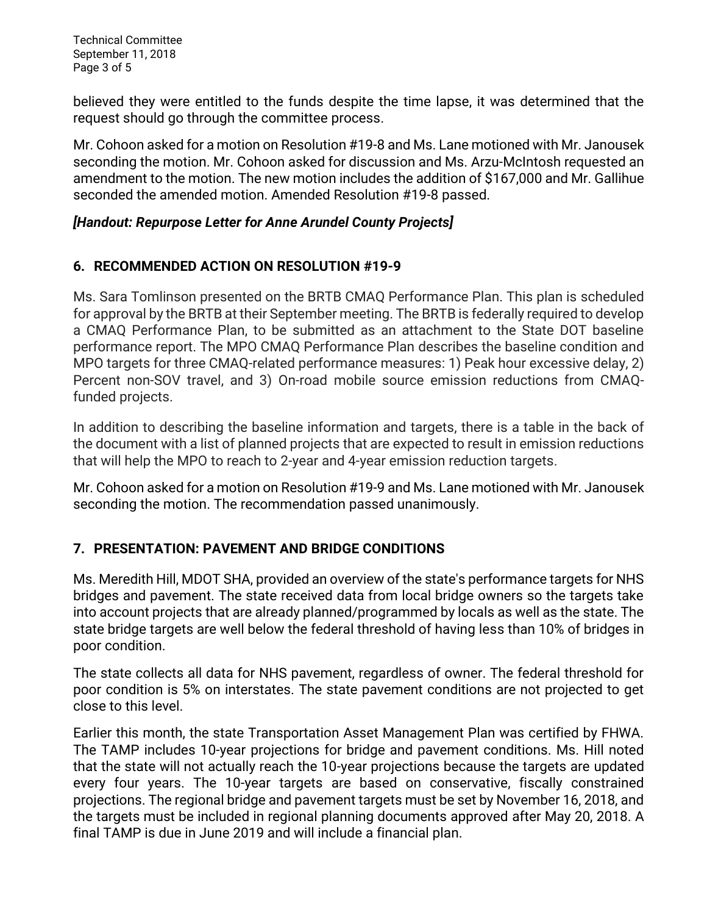believed they were entitled to the funds despite the time lapse, it was determined that the request should go through the committee process.

Mr. Cohoon asked for a motion on Resolution #19-8 and Ms. Lane motioned with Mr. Janousek seconding the motion. Mr. Cohoon asked for discussion and Ms. Arzu-McIntosh requested an amendment to the motion. The new motion includes the addition of $167,000 and Mr. Gallihue seconded the amended motion. Amended Resolution #19-8 passed.

***[Handout: Repurpose Letter for Anne Arundel County Projects]***

## 6. RECOMMENDED ACTION ON RESOLUTION #19-9

Ms. Sara Tomlinson presented on the BRTB CMAQ Performance Plan. This plan is scheduled for approval by the BRTB at their September meeting. The BRTB is federally required to develop a CMAQ Performance Plan, to be submitted as an attachment to the State DOT baseline performance report. The MPO CMAQ Performance Plan describes the baseline condition and MPO targets for three CMAQ-related performance measures: 1) Peak hour excessive delay, 2) Percent non-SOV travel, and 3) On-road mobile source emission reductions from CMAQ-funded projects.

In addition to describing the baseline information and targets, there is a table in the back of the document with a list of planned projects that are expected to result in emission reductions that will help the MPO to reach to 2-year and 4-year emission reduction targets.

Mr. Cohoon asked for a motion on Resolution #19-9 and Ms. Lane motioned with Mr. Janousek seconding the motion. The recommendation passed unanimously.

## 7. PRESENTATION: PAVEMENT AND BRIDGE CONDITIONS

Ms. Meredith Hill, MDOT SHA, provided an overview of the state's performance targets for NHS bridges and pavement. The state received data from local bridge owners so the targets take into account projects that are already planned/programmed by locals as well as the state. The state bridge targets are well below the federal threshold of having less than 10% of bridges in poor condition.

The state collects all data for NHS pavement, regardless of owner. The federal threshold for poor condition is 5% on interstates. The state pavement conditions are not projected to get close to this level.

Earlier this month, the state Transportation Asset Management Plan was certified by FHWA. The TAMP includes 10-year projections for bridge and pavement conditions. Ms. Hill noted that the state will not actually reach the 10-year projections because the targets are updated every four years. The 10-year targets are based on conservative, fiscally constrained projections. The regional bridge and pavement targets must be set by November 16, 2018, and the targets must be included in regional planning documents approved after May 20, 2018. A final TAMP is due in June 2019 and will include a financial plan.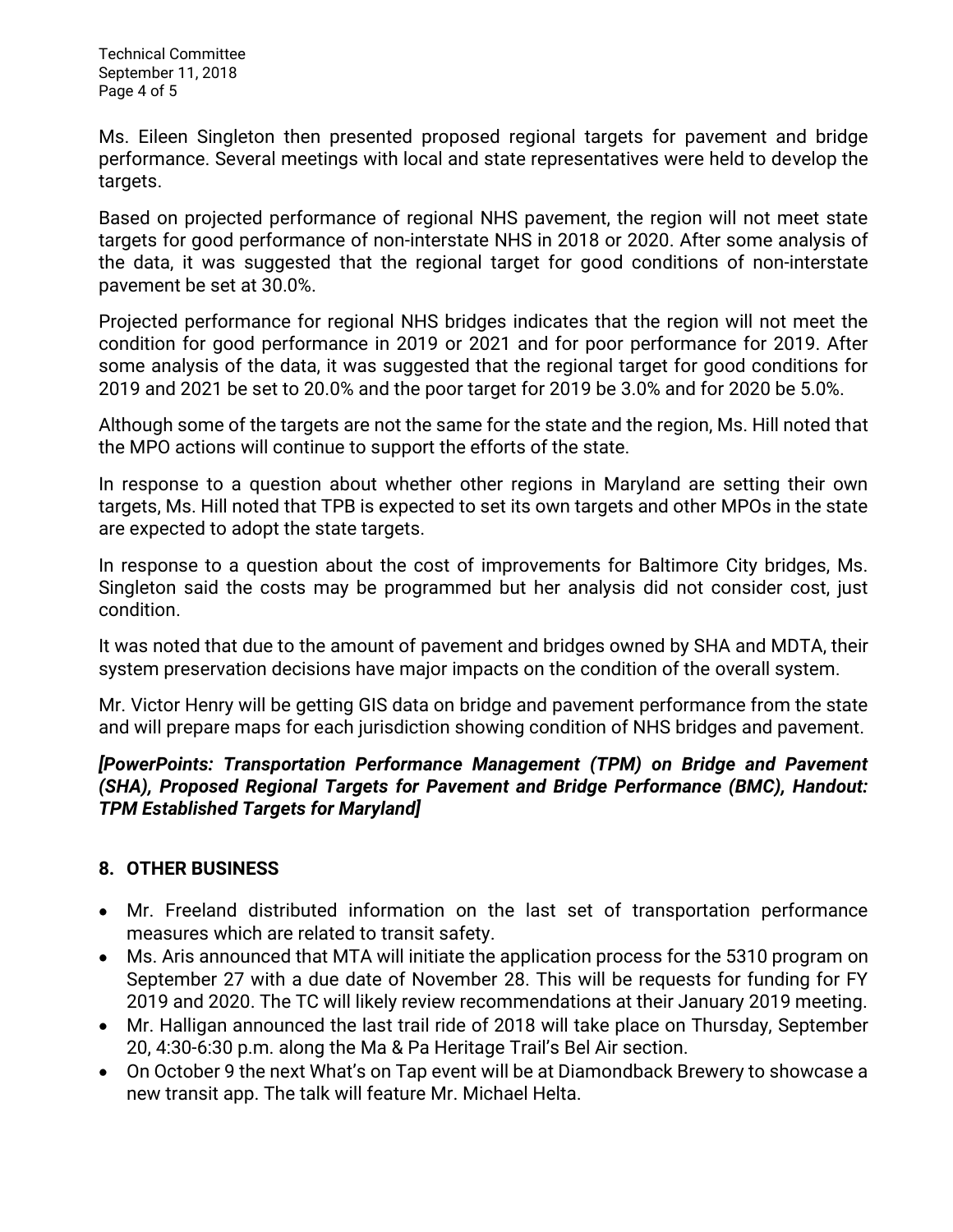Ms. Eileen Singleton then presented proposed regional targets for pavement and bridge performance. Several meetings with local and state representatives were held to develop the targets.

Based on projected performance of regional NHS pavement, the region will not meet state targets for good performance of non-interstate NHS in 2018 or 2020. After some analysis of the data, it was suggested that the regional target for good conditions of non-interstate pavement be set at 30.0%.

Projected performance for regional NHS bridges indicates that the region will not meet the condition for good performance in 2019 or 2021 and for poor performance for 2019. After some analysis of the data, it was suggested that the regional target for good conditions for 2019 and 2021 be set to 20.0% and the poor target for 2019 be 3.0% and for 2020 be 5.0%.

Although some of the targets are not the same for the state and the region, Ms. Hill noted that the MPO actions will continue to support the efforts of the state.

In response to a question about whether other regions in Maryland are setting their own targets, Ms. Hill noted that TPB is expected to set its own targets and other MPOs in the state are expected to adopt the state targets.

In response to a question about the cost of improvements for Baltimore City bridges, Ms. Singleton said the costs may be programmed but her analysis did not consider cost, just condition.

It was noted that due to the amount of pavement and bridges owned by SHA and MDTA, their system preservation decisions have major impacts on the condition of the overall system.

Mr. Victor Henry will be getting GIS data on bridge and pavement performance from the state and will prepare maps for each jurisdiction showing condition of NHS bridges and pavement.

***[PowerPoints: Transportation Performance Management (TPM) on Bridge and Pavement (SHA), Proposed Regional Targets for Pavement and Bridge Performance (BMC), Handout: TPM Established Targets for Maryland]***

## 8. OTHER BUSINESS

- Mr. Freeland distributed information on the last set of transportation performance measures which are related to transit safety.
- Ms. Aris announced that MTA will initiate the application process for the 5310 program on September 27 with a due date of November 28. This will be requests for funding for FY 2019 and 2020. The TC will likely review recommendations at their January 2019 meeting.
- Mr. Halligan announced the last trail ride of 2018 will take place on Thursday, September 20, 4:30-6:30 p.m. along the Ma & Pa Heritage Trail's Bel Air section.
- On October 9 the next What's on Tap event will be at Diamondback Brewery to showcase a new transit app. The talk will feature Mr. Michael Helta.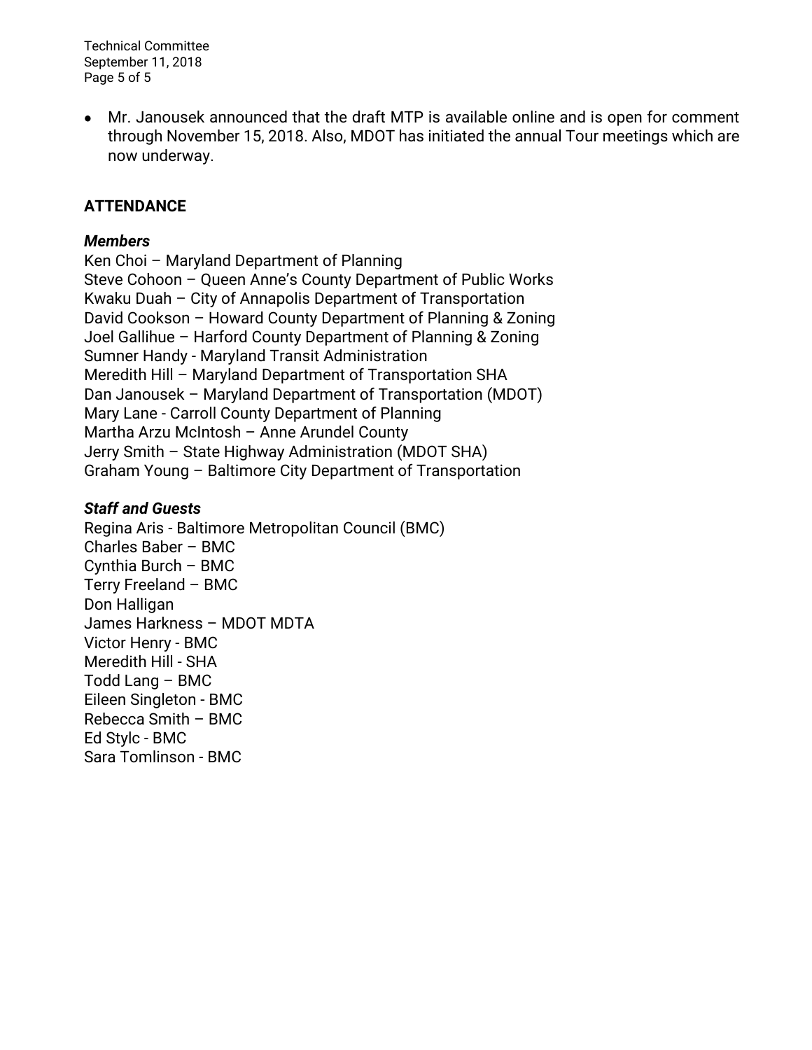- Mr. Janousek announced that the draft MTP is available online and is open for comment through November 15, 2018. Also, MDOT has initiated the annual Tour meetings which are now underway.

## ATTENDANCE

***Members***

Ken Choi – Maryland Department of Planning
Steve Cohoon – Queen Anne's County Department of Public Works
Kwaku Duah – City of Annapolis Department of Transportation
David Cookson – Howard County Department of Planning & Zoning
Joel Gallihue – Harford County Department of Planning & Zoning
Sumner Handy - Maryland Transit Administration
Meredith Hill – Maryland Department of Transportation SHA
Dan Janousek – Maryland Department of Transportation (MDOT)
Mary Lane - Carroll County Department of Planning
Martha Arzu McIntosh – Anne Arundel County
Jerry Smith – State Highway Administration (MDOT SHA)
Graham Young – Baltimore City Department of Transportation

***Staff and Guests***

Regina Aris - Baltimore Metropolitan Council (BMC)
Charles Baber – BMC
Cynthia Burch – BMC
Terry Freeland – BMC
Don Halligan
James Harkness – MDOT MDTA
Victor Henry - BMC
Meredith Hill - SHA
Todd Lang – BMC
Eileen Singleton - BMC
Rebecca Smith – BMC
Ed Stylc - BMC
Sara Tomlinson - BMC